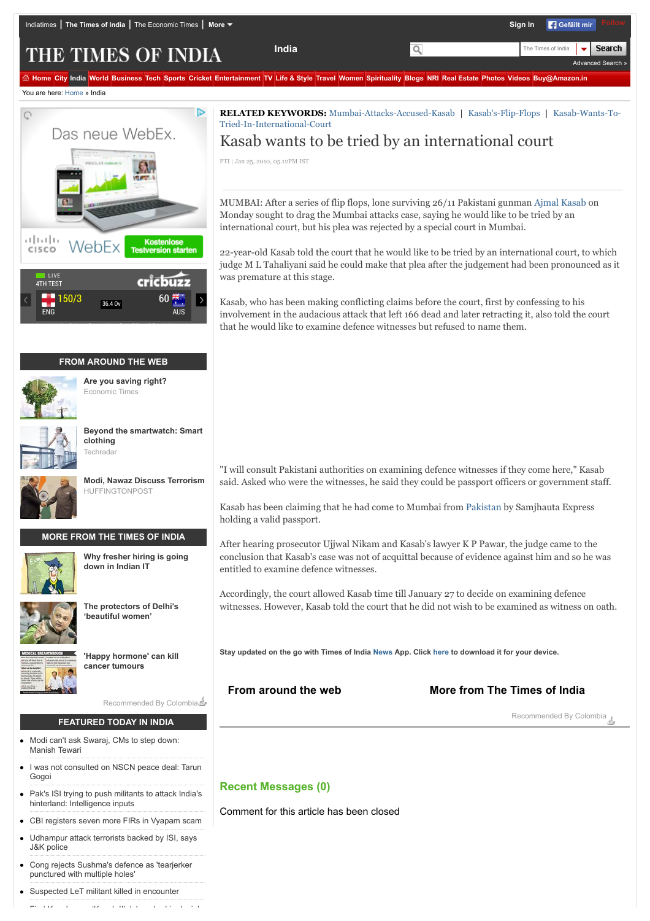Indiatimes | The Times of India | The Economic Times | More

Sign In

# THE TIMES OF INDIA

India

Home City India World Business Tech Sports Cricket Entertainment TV Life & Style Travel Women Spirituality Blogs NRI Real Estate Photos Videos Buy@Amazon.in

You are here: Home » India

**RELATED KEYWORDS:** Mumbai-Attacks-Accused-Kasab | Kasab's-Flip-Flops | Kasab-Wants-To-Tried-In-International-Court

# Kasab wants to be tried by an international court

PTI | Jan 25, 2010, 05.12PM IST

MUMBAI: After a series of flip flops, lone surviving 26/11 Pakistani gunman Ajmal Kasab on Monday sought to drag the Mumbai attacks case, saying he would like to be tried by an international court, but his plea was rejected by a special court in Mumbai.

22-year-old Kasab told the court that he would like to be tried by an international court, to which judge M L Tahaliyani said he could make that plea after the judgement had been pronounced as it was premature at this stage.

Kasab, who has been making conflicting claims before the court, first by confessing to his involvement in the audacious attack that left 166 dead and later retracting it, also told the court that he would like to examine defence witnesses but refused to name them.

"I will consult Pakistani authorities on examining defence witnesses if they come here," Kasab said. Asked who were the witnesses, he said they could be passport officers or government staff.

Kasab has been claiming that he had come to Mumbai from Pakistan by Samjhauta Express holding a valid passport.

After hearing prosecutor Ujjwal Nikam and Kasab's lawyer K P Pawar, the judge came to the conclusion that Kasab's case was not of acquittal because of evidence against him and so he was entitled to examine defence witnesses.

Accordingly, the court allowed Kasab time till January 27 to decide on examining defence witnesses. However, Kasab told the court that he did not wish to be examined as witness on oath.

Stay updated on the go with Times of India News App. Click here to download it for your device.

## FROM AROUND THE WEB

- **Are you saving right?** Economic Times
- **Beyond the smartwatch: Smart clothing** Techradar
- **Modi, Nawaz Discuss Terrorism** HUFFINGTONPOST

## MORE FROM THE TIMES OF INDIA

- **Why fresher hiring is going down in Indian IT**
- **The protectors of Delhi's 'beautiful women'**
- **'Happy hormone' can kill cancer tumours**

Recommended By Colombia

## FEATURED TODAY IN INDIA

- Modi can't ask Swaraj, CMs to step down: Manish Tewari
- I was not consulted on NSCN peace deal: Tarun Gogoi
- Pak's ISI trying to push militants to attack India's hinterland: Intelligence inputs
- CBI registers seven more FIRs in Vyapam scam
- Udhampur attack terrorists backed by ISI, says J&K police
- Cong rejects Sushma's defence as 'tearjerker punctured with multiple holes'
- Suspected LeT militant killed in encounter

## Recent Messages (0)

Comment for this article has been closed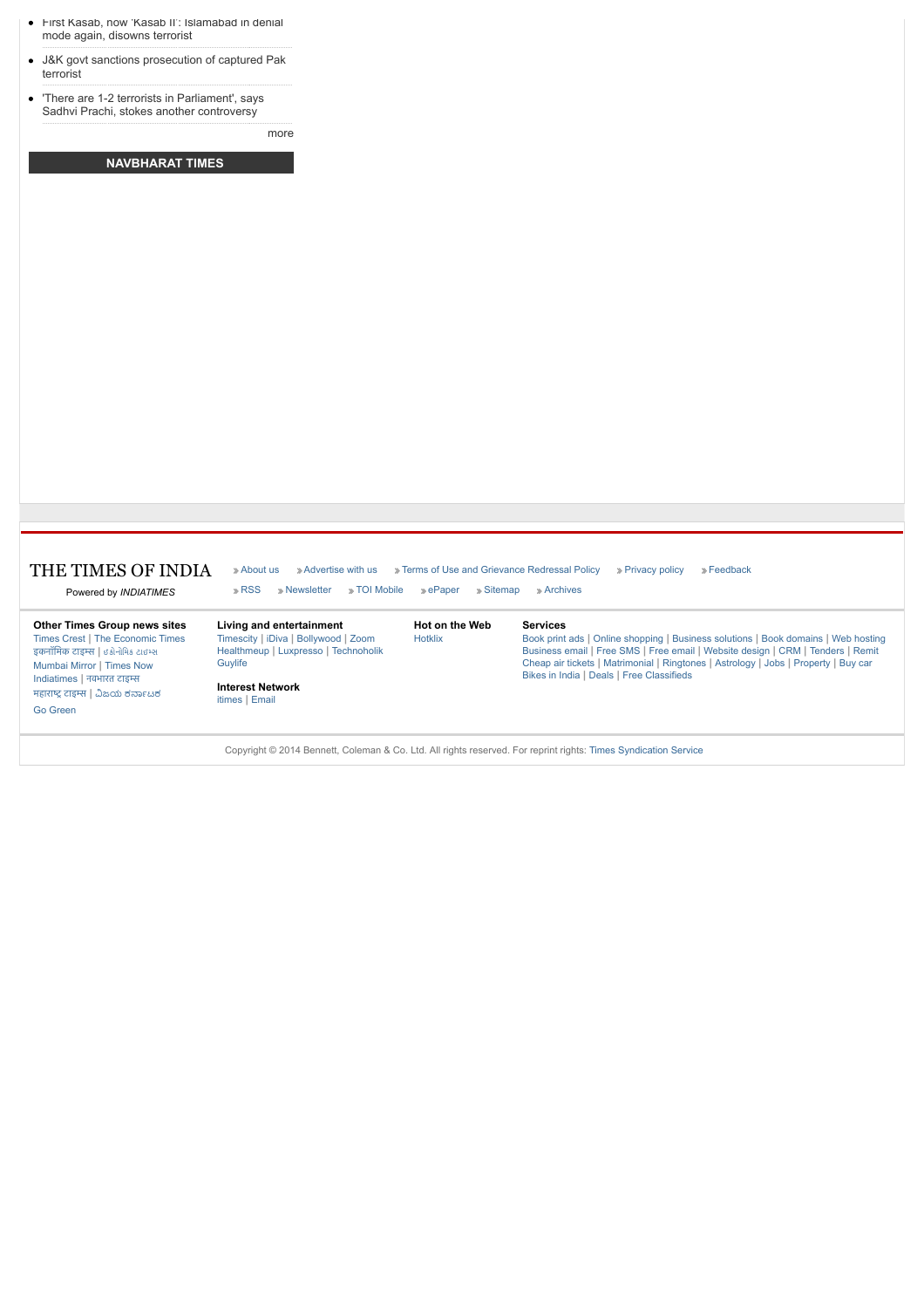- First Kasab, now 'Kasab II': Islamabad in denial mode again, disowns terrorist
- J&K govt sanctions prosecution of captured Pak terrorist
- 'There are 1-2 terrorists in Parliament', says Sadhvi Prachi, stokes another controversy

more

**NAVBHARAT TIMES**

THE TIMES OF INDIA

Powered by *INDIATIMES*

About us | Advertise with us | Terms of Use and Grievance Redressal Policy | Privacy policy | Feedback

RSS | Newsletter | TOI Mobile | ePaper | Sitemap | Archives

**Other Times Group news sites**

Times Crest | The Economic Times
इकनॉमिक टाइम्स | ઇકોનોમિક ટાઇમ્સ
Mumbai Mirror | Times Now
Indiatimes | नवभारत टाइम्स
महाराष्ट्र टाइम्स | ವಿಜಯ ಕರ್ನಾಟಕ
Go Green

**Living and entertainment**

Timescity | iDiva | Bollywood | Zoom
Healthmeup | Luxpresso | Technoholik
Guylife

**Interest Network**

itimes | Email

**Hot on the Web**

Hotklix

**Services**

Book print ads | Online shopping | Business solutions | Book domains | Web hosting
Business email | Free SMS | Free email | Website design | CRM | Tenders | Remit
Cheap air tickets | Matrimonial | Ringtones | Astrology | Jobs | Property | Buy car
Bikes in India | Deals | Free Classifieds

Copyright © 2014 Bennett, Coleman & Co. Ltd. All rights reserved. For reprint rights: Times Syndication Service